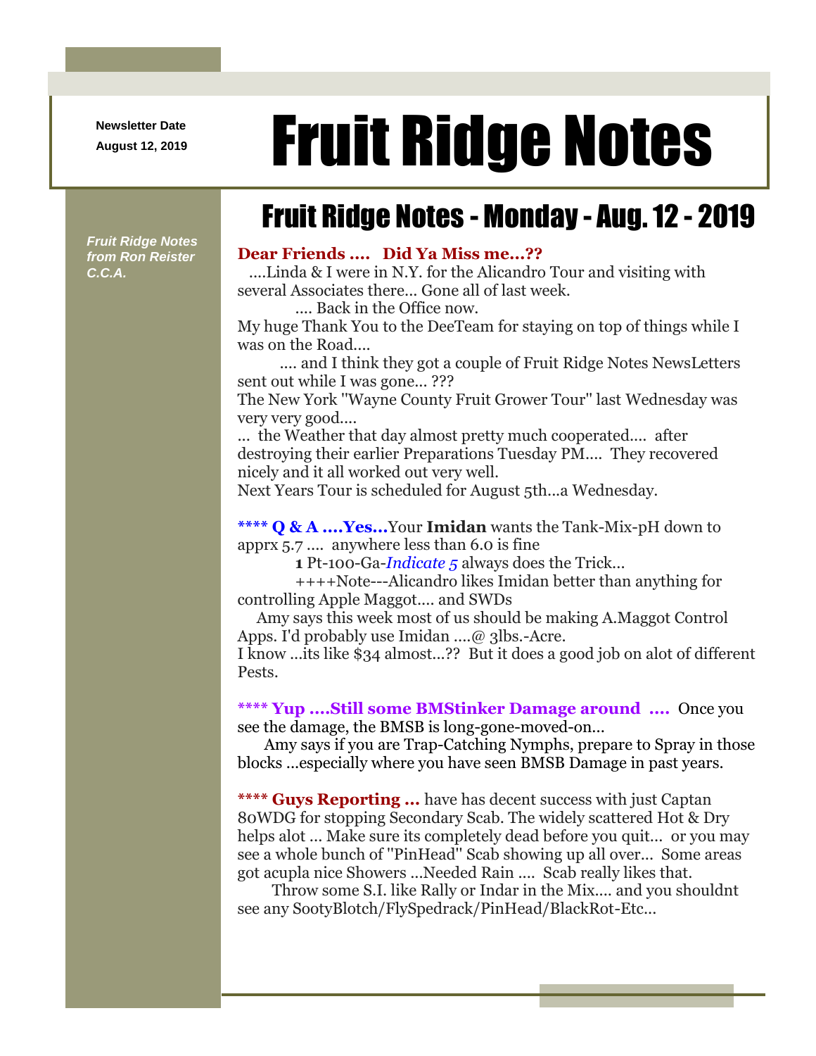Newsletter Date
August 12, 2019

# Fruit Ridge Notes

*Fruit Ridge Notes from Ron Reister C.C.A.*

## Fruit Ridge Notes - Monday - Aug. 12 - 2019

**Dear Friends .... Did Ya Miss me...??**

....Linda & I were in N.Y. for the Alicandro Tour and visiting with several Associates there... Gone all of last week.

.... Back in the Office now.

My huge Thank You to the DeeTeam for staying on top of things while I was on the Road....

.... and I think they got a couple of Fruit Ridge Notes NewsLetters sent out while I was gone... ???

The New York "Wayne County Fruit Grower Tour" last Wednesday was very very good....

... the Weather that day almost pretty much cooperated.... after destroying their earlier Preparations Tuesday PM.... They recovered nicely and it all worked out very well.

Next Years Tour is scheduled for August 5th...a Wednesday.

**\*\*\*\* Q & A ....Yes...**Your **Imidan** wants the Tank-Mix-pH down to apprx 5.7 .... anywhere less than 6.0 is fine

**1** Pt-100-Ga-*Indicate 5* always does the Trick...

++++Note---Alicandro likes Imidan better than anything for controlling Apple Maggot.... and SWDs

Amy says this week most of us should be making A.Maggot Control Apps. I'd probably use Imidan ....@ 3lbs.-Acre.

I know ...its like $34 almost...?? But it does a good job on alot of different Pests.

**\*\*\*\* Yup ....Still some BMStinker Damage around ....** Once you see the damage, the BMSB is long-gone-moved-on...

Amy says if you are Trap-Catching Nymphs, prepare to Spray in those blocks ...especially where you have seen BMSB Damage in past years.

**\*\*\*\* Guys Reporting ...** have has decent success with just Captan 80WDG for stopping Secondary Scab. The widely scattered Hot & Dry helps alot ... Make sure its completely dead before you quit... or you may see a whole bunch of "PinHead" Scab showing up all over... Some areas got acupla nice Showers ...Needed Rain .... Scab really likes that.

Throw some S.I. like Rally or Indar in the Mix.... and you shouldnt see any SootyBlotch/FlySpedrack/PinHead/BlackRot-Etc...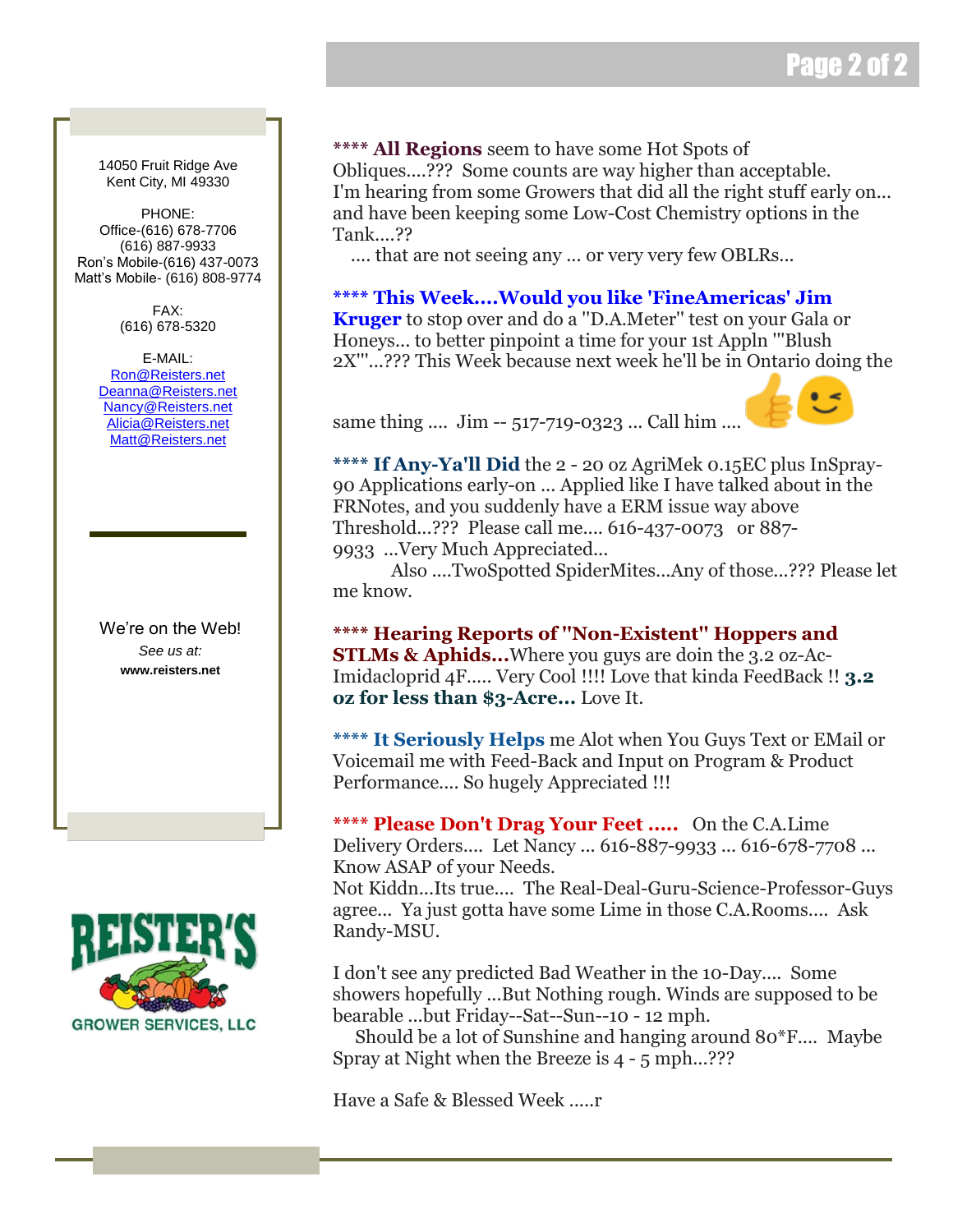14050 Fruit Ridge Ave
Kent City, MI 49330

PHONE:
Office-(616) 678-7706
(616) 887-9933
Ron's Mobile-(616) 437-0073
Matt's Mobile- (616) 808-9774

FAX:
(616) 678-5320

E-MAIL:
Ron@Reisters.net
Deanna@Reisters.net
Nancy@Reisters.net
Alicia@Reisters.net
Matt@Reisters.net

We're on the Web!
*See us at:*
**www.reisters.net**

REISTER'S
GROWER SERVICES, LLC

**** **All Regions** seem to have some Hot Spots of Obliques....??? Some counts are way higher than acceptable. I'm hearing from some Growers that did all the right stuff early on... and have been keeping some Low-Cost Chemistry options in the Tank....??
.... that are not seeing any ... or very very few OBLRs...

**** **This Week....Would you like 'FineAmericas' Jim Kruger** to stop over and do a "D.A.Meter" test on your Gala or Honeys... to better pinpoint a time for your 1st Appln '"Blush 2X'"...??? This Week because next week he'll be in Ontario doing the same thing .... Jim -- 517-719-0323 ... Call him ....

**** **If Any-Ya'll Did** the 2 - 20 oz AgriMek 0.15EC plus InSpray-90 Applications early-on ... Applied like I have talked about in the FRNotes, and you suddenly have a ERM issue way above Threshold...??? Please call me.... 616-437-0073 or 887-9933 ...Very Much Appreciated...
Also ....TwoSpotted SpiderMites...Any of those...??? Please let me know.

**** **Hearing Reports of "Non-Existent" Hoppers and STLMs & Aphids...**Where you guys are doin the 3.2 oz-Ac-Imidacloprid 4F..... Very Cool !!!! Love that kinda FeedBack !! **3.2 oz for less than $3-Acre...** Love It.

**** **It Seriously Helps** me Alot when You Guys Text or EMail or Voicemail me with Feed-Back and Input on Program & Product Performance.... So hugely Appreciated !!!

**** **Please Don't Drag Your Feet .....** On the C.A.Lime Delivery Orders.... Let Nancy ... 616-887-9933 ... 616-678-7708 ... Know ASAP of your Needs.
Not Kiddn...Its true.... The Real-Deal-Guru-Science-Professor-Guys agree... Ya just gotta have some Lime in those C.A.Rooms.... Ask Randy-MSU.

I don't see any predicted Bad Weather in the 10-Day.... Some showers hopefully ...But Nothing rough. Winds are supposed to be bearable ...but Friday--Sat--Sun--10 - 12 mph.
Should be a lot of Sunshine and hanging around 80*F.... Maybe Spray at Night when the Breeze is 4 - 5 mph...???

Have a Safe & Blessed Week .....r